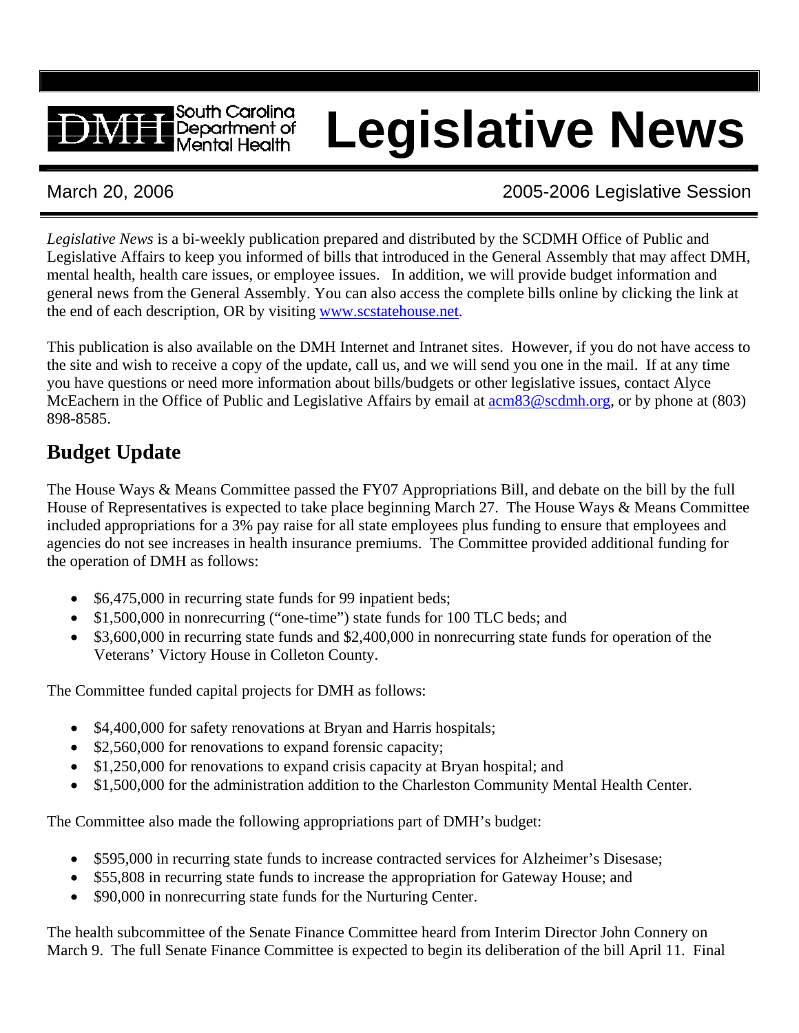# Legislative News

South Carolina Department of Mental Health

March 20, 2006 — 2005-2006 Legislative Session

*Legislative News* is a bi-weekly publication prepared and distributed by the SCDMH Office of Public and Legislative Affairs to keep you informed of bills that introduced in the General Assembly that may affect DMH, mental health, health care issues, or employee issues. In addition, we will provide budget information and general news from the General Assembly. You can also access the complete bills online by clicking the link at the end of each description, OR by visiting www.scstatehouse.net.

This publication is also available on the DMH Internet and Intranet sites. However, if you do not have access to the site and wish to receive a copy of the update, call us, and we will send you one in the mail. If at any time you have questions or need more information about bills/budgets or other legislative issues, contact Alyce McEachern in the Office of Public and Legislative Affairs by email at acm83@scdmh.org, or by phone at (803) 898-8585.

## Budget Update

The House Ways & Means Committee passed the FY07 Appropriations Bill, and debate on the bill by the full House of Representatives is expected to take place beginning March 27. The House Ways & Means Committee included appropriations for a 3% pay raise for all state employees plus funding to ensure that employees and agencies do not see increases in health insurance premiums. The Committee provided additional funding for the operation of DMH as follows:

- $6,475,000 in recurring state funds for 99 inpatient beds;
- $1,500,000 in nonrecurring ("one-time") state funds for 100 TLC beds; and
- $3,600,000 in recurring state funds and $2,400,000 in nonrecurring state funds for operation of the Veterans' Victory House in Colleton County.

The Committee funded capital projects for DMH as follows:

- $4,400,000 for safety renovations at Bryan and Harris hospitals;
- $2,560,000 for renovations to expand forensic capacity;
- $1,250,000 for renovations to expand crisis capacity at Bryan hospital; and
- $1,500,000 for the administration addition to the Charleston Community Mental Health Center.

The Committee also made the following appropriations part of DMH's budget:

- $595,000 in recurring state funds to increase contracted services for Alzheimer's Disesase;
- $55,808 in recurring state funds to increase the appropriation for Gateway House; and
- $90,000 in nonrecurring state funds for the Nurturing Center.

The health subcommittee of the Senate Finance Committee heard from Interim Director John Connery on March 9. The full Senate Finance Committee is expected to begin its deliberation of the bill April 11. Final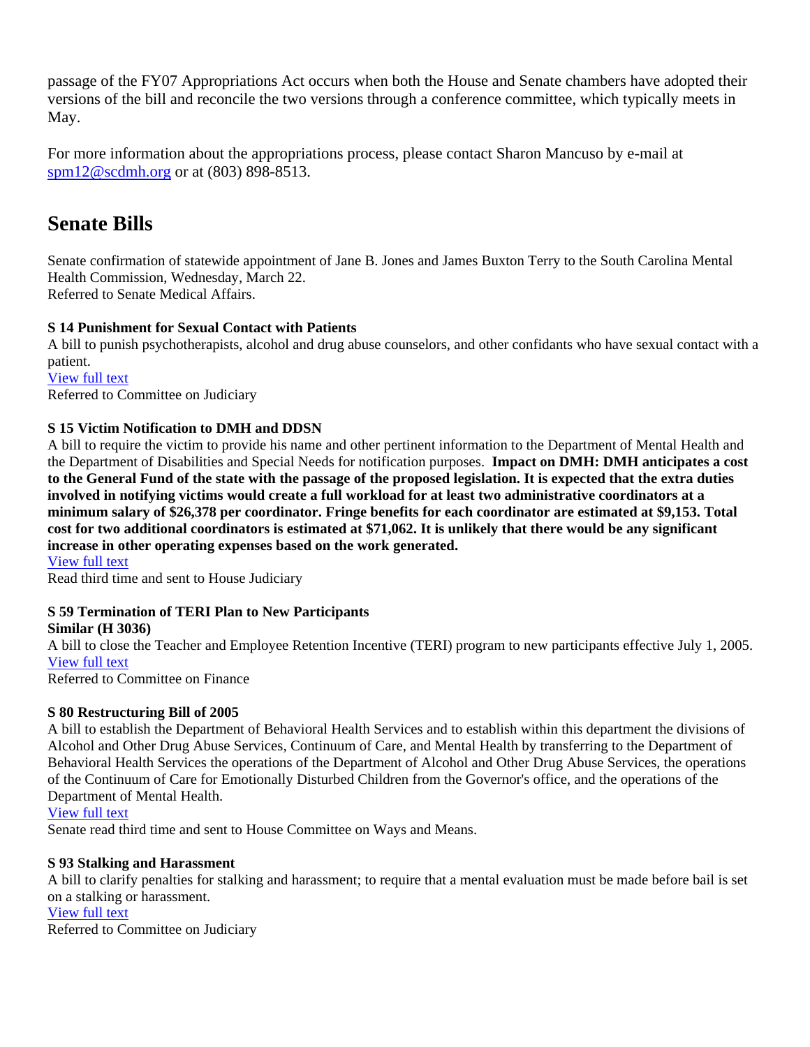passage of the FY07 Appropriations Act occurs when both the House and Senate chambers have adopted their versions of the bill and reconcile the two versions through a conference committee, which typically meets in May.

For more information about the appropriations process, please contact Sharon Mancuso by e-mail at [spm12@scdmh.org](mailto:spm12@scdmh.org) or at (803) 898-8513.

## Senate Bills

Senate confirmation of statewide appointment of Jane B. Jones and James Buxton Terry to the South Carolina Mental Health Commission, Wednesday, March 22.
Referred to Senate Medical Affairs.

**S 14 Punishment for Sexual Contact with Patients**
A bill to punish psychotherapists, alcohol and drug abuse counselors, and other confidants who have sexual contact with a patient.
View full text
Referred to Committee on Judiciary

**S 15 Victim Notification to DMH and DDSN**
A bill to require the victim to provide his name and other pertinent information to the Department of Mental Health and the Department of Disabilities and Special Needs for notification purposes. **Impact on DMH: DMH anticipates a cost to the General Fund of the state with the passage of the proposed legislation. It is expected that the extra duties involved in notifying victims would create a full workload for at least two administrative coordinators at a minimum salary of $26,378 per coordinator. Fringe benefits for each coordinator are estimated at $9,153. Total cost for two additional coordinators is estimated at $71,062. It is unlikely that there would be any significant increase in other operating expenses based on the work generated.**
View full text
Read third time and sent to House Judiciary

**S 59 Termination of TERI Plan to New Participants**
**Similar (H 3036)**
A bill to close the Teacher and Employee Retention Incentive (TERI) program to new participants effective July 1, 2005.
View full text
Referred to Committee on Finance

**S 80 Restructuring Bill of 2005**
A bill to establish the Department of Behavioral Health Services and to establish within this department the divisions of Alcohol and Other Drug Abuse Services, Continuum of Care, and Mental Health by transferring to the Department of Behavioral Health Services the operations of the Department of Alcohol and Other Drug Abuse Services, the operations of the Continuum of Care for Emotionally Disturbed Children from the Governor's office, and the operations of the Department of Mental Health.
View full text
Senate read third time and sent to House Committee on Ways and Means.

**S 93 Stalking and Harassment**
A bill to clarify penalties for stalking and harassment; to require that a mental evaluation must be made before bail is set on a stalking or harassment.
View full text
Referred to Committee on Judiciary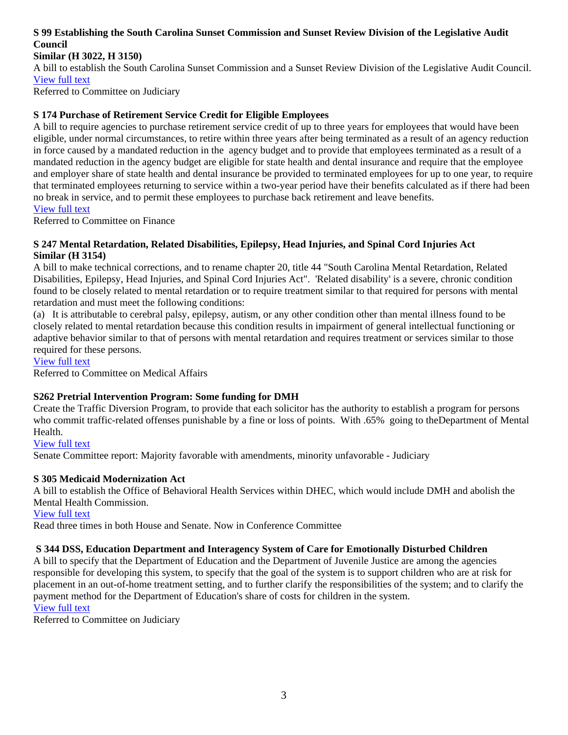**S 99 Establishing the South Carolina Sunset Commission and Sunset Review Division of the Legislative Audit Council**
**Similar (H 3022, H 3150)**

A bill to establish the South Carolina Sunset Commission and a Sunset Review Division of the Legislative Audit Council.
[View full text]()
Referred to Committee on Judiciary

**S 174 Purchase of Retirement Service Credit for Eligible Employees**

A bill to require agencies to purchase retirement service credit of up to three years for employees that would have been eligible, under normal circumstances, to retire within three years after being terminated as a result of an agency reduction in force caused by a mandated reduction in the agency budget and to provide that employees terminated as a result of a mandated reduction in the agency budget are eligible for state health and dental insurance and require that the employee and employer share of state health and dental insurance be provided to terminated employees for up to one year, to require that terminated employees returning to service within a two-year period have their benefits calculated as if there had been no break in service, and to permit these employees to purchase back retirement and leave benefits.
[View full text]()
Referred to Committee on Finance

**S 247 Mental Retardation, Related Disabilities, Epilepsy, Head Injuries, and Spinal Cord Injuries Act**
**Similar (H 3154)**

A bill to make technical corrections, and to rename chapter 20, title 44 "South Carolina Mental Retardation, Related Disabilities, Epilepsy, Head Injuries, and Spinal Cord Injuries Act". 'Related disability' is a severe, chronic condition found to be closely related to mental retardation or to require treatment similar to that required for persons with mental retardation and must meet the following conditions:

(a) It is attributable to cerebral palsy, epilepsy, autism, or any other condition other than mental illness found to be closely related to mental retardation because this condition results in impairment of general intellectual functioning or adaptive behavior similar to that of persons with mental retardation and requires treatment or services similar to those required for these persons.
[View full text]()
Referred to Committee on Medical Affairs

**S262 Pretrial Intervention Program: Some funding for DMH**

Create the Traffic Diversion Program, to provide that each solicitor has the authority to establish a program for persons who commit traffic-related offenses punishable by a fine or loss of points. With .65% going to theDepartment of Mental Health.
[View full text]()
Senate Committee report: Majority favorable with amendments, minority unfavorable - Judiciary

**S 305 Medicaid Modernization Act**

A bill to establish the Office of Behavioral Health Services within DHEC, which would include DMH and abolish the Mental Health Commission.
[View full text]()
Read three times in both House and Senate. Now in Conference Committee

**S 344 DSS, Education Department and Interagency System of Care for Emotionally Disturbed Children**

A bill to specify that the Department of Education and the Department of Juvenile Justice are among the agencies responsible for developing this system, to specify that the goal of the system is to support children who are at risk for placement in an out-of-home treatment setting, and to further clarify the responsibilities of the system; and to clarify the payment method for the Department of Education's share of costs for children in the system.
[View full text]()
Referred to Committee on Judiciary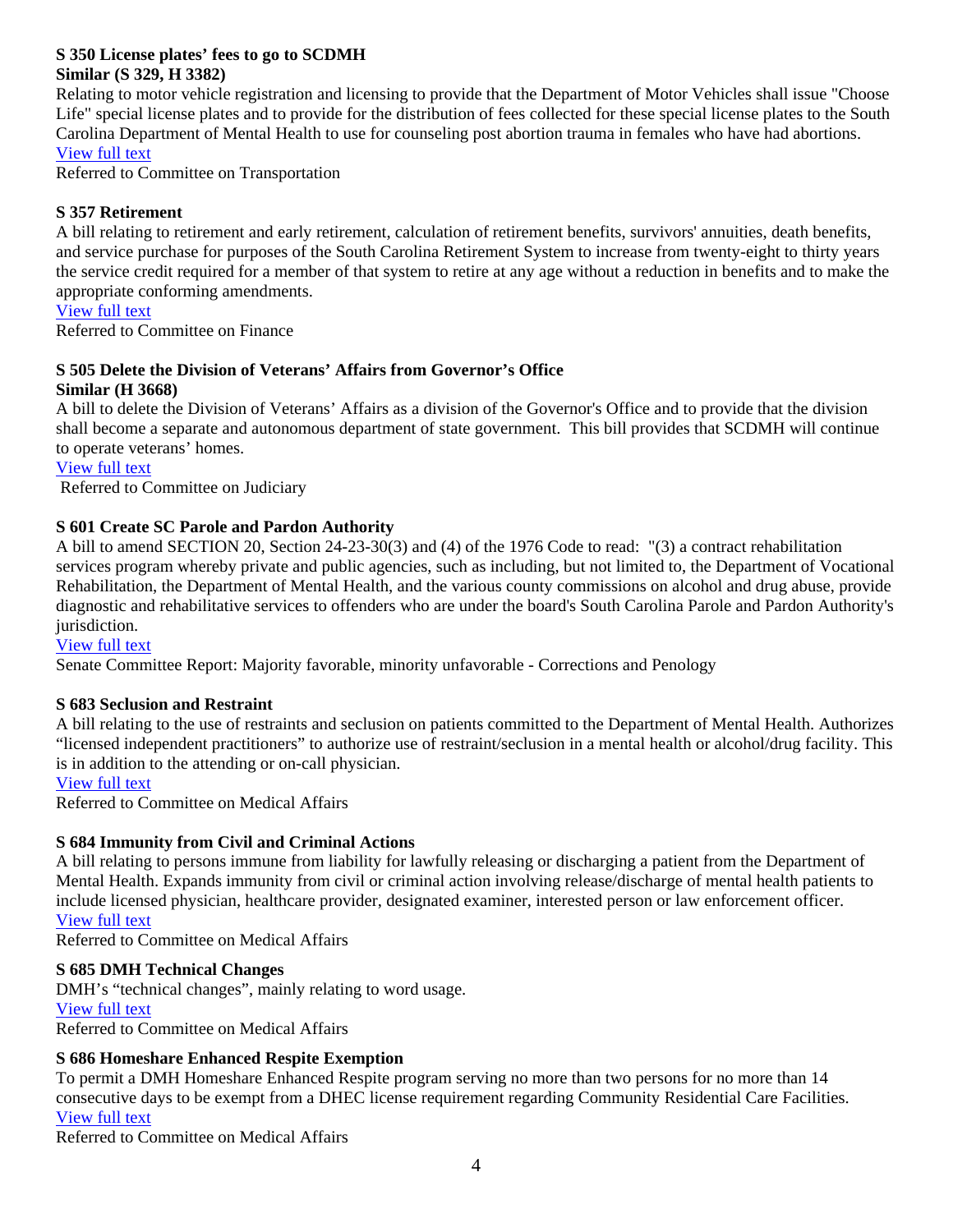**S 350 License plates' fees to go to SCDMH**
**Similar (S 329, H 3382)**

Relating to motor vehicle registration and licensing to provide that the Department of Motor Vehicles shall issue "Choose Life" special license plates and to provide for the distribution of fees collected for these special license plates to the South Carolina Department of Mental Health to use for counseling post abortion trauma in females who have had abortions.
View full text
Referred to Committee on Transportation

**S 357 Retirement**

A bill relating to retirement and early retirement, calculation of retirement benefits, survivors' annuities, death benefits, and service purchase for purposes of the South Carolina Retirement System to increase from twenty-eight to thirty years the service credit required for a member of that system to retire at any age without a reduction in benefits and to make the appropriate conforming amendments.
View full text
Referred to Committee on Finance

**S 505 Delete the Division of Veterans' Affairs from Governor's Office**
**Similar (H 3668)**

A bill to delete the Division of Veterans' Affairs as a division of the Governor's Office and to provide that the division shall become a separate and autonomous department of state government. This bill provides that SCDMH will continue to operate veterans' homes.
View full text
Referred to Committee on Judiciary

**S 601 Create SC Parole and Pardon Authority**

A bill to amend SECTION 20, Section 24-23-30(3) and (4) of the 1976 Code to read: "(3) a contract rehabilitation services program whereby private and public agencies, such as including, but not limited to, the Department of Vocational Rehabilitation, the Department of Mental Health, and the various county commissions on alcohol and drug abuse, provide diagnostic and rehabilitative services to offenders who are under the board's South Carolina Parole and Pardon Authority's jurisdiction.
View full text
Senate Committee Report: Majority favorable, minority unfavorable - Corrections and Penology

**S 683 Seclusion and Restraint**

A bill relating to the use of restraints and seclusion on patients committed to the Department of Mental Health. Authorizes "licensed independent practitioners" to authorize use of restraint/seclusion in a mental health or alcohol/drug facility. This is in addition to the attending or on-call physician.
View full text
Referred to Committee on Medical Affairs

**S 684 Immunity from Civil and Criminal Actions**

A bill relating to persons immune from liability for lawfully releasing or discharging a patient from the Department of Mental Health. Expands immunity from civil or criminal action involving release/discharge of mental health patients to include licensed physician, healthcare provider, designated examiner, interested person or law enforcement officer.
View full text
Referred to Committee on Medical Affairs

**S 685 DMH Technical Changes**

DMH's "technical changes", mainly relating to word usage.
View full text
Referred to Committee on Medical Affairs

**S 686 Homeshare Enhanced Respite Exemption**

To permit a DMH Homeshare Enhanced Respite program serving no more than two persons for no more than 14 consecutive days to be exempt from a DHEC license requirement regarding Community Residential Care Facilities.
View full text
Referred to Committee on Medical Affairs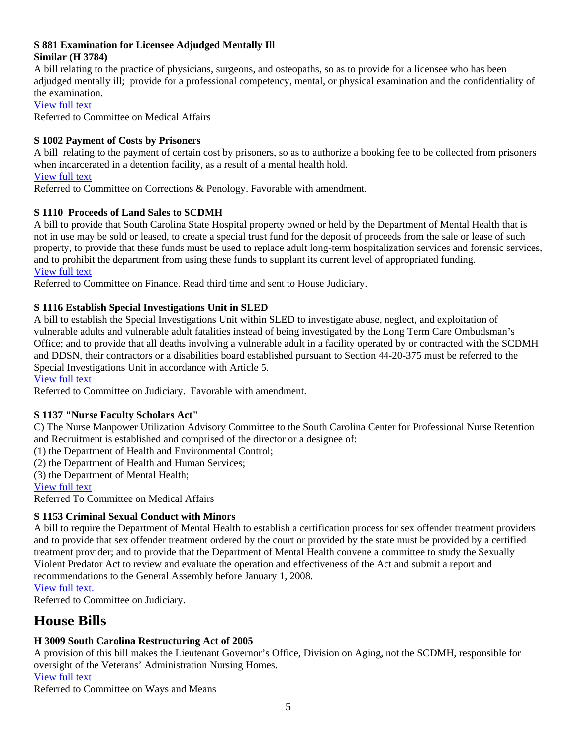**S 881 Examination for Licensee Adjudged Mentally Ill**
**Similar (H 3784)**

A bill relating to the practice of physicians, surgeons, and osteopaths, so as to provide for a licensee who has been adjudged mentally ill; provide for a professional competency, mental, or physical examination and the confidentiality of the examination.

View full text

Referred to Committee on Medical Affairs

**S 1002 Payment of Costs by Prisoners**

A bill relating to the payment of certain cost by prisoners, so as to authorize a booking fee to be collected from prisoners when incarcerated in a detention facility, as a result of a mental health hold.

View full text

Referred to Committee on Corrections & Penology. Favorable with amendment.

**S 1110 Proceeds of Land Sales to SCDMH**

A bill to provide that South Carolina State Hospital property owned or held by the Department of Mental Health that is not in use may be sold or leased, to create a special trust fund for the deposit of proceeds from the sale or lease of such property, to provide that these funds must be used to replace adult long-term hospitalization services and forensic services, and to prohibit the department from using these funds to supplant its current level of appropriated funding.

View full text

Referred to Committee on Finance. Read third time and sent to House Judiciary.

**S 1116 Establish Special Investigations Unit in SLED**

A bill to establish the Special Investigations Unit within SLED to investigate abuse, neglect, and exploitation of vulnerable adults and vulnerable adult fatalities instead of being investigated by the Long Term Care Ombudsman's Office; and to provide that all deaths involving a vulnerable adult in a facility operated by or contracted with the SCDMH and DDSN, their contractors or a disabilities board established pursuant to Section 44-20-375 must be referred to the Special Investigations Unit in accordance with Article 5.

View full text

Referred to Committee on Judiciary. Favorable with amendment.

**S 1137 "Nurse Faculty Scholars Act"**

C) The Nurse Manpower Utilization Advisory Committee to the South Carolina Center for Professional Nurse Retention and Recruitment is established and comprised of the director or a designee of:

(1) the Department of Health and Environmental Control;
(2) the Department of Health and Human Services;
(3) the Department of Mental Health;

View full text

Referred To Committee on Medical Affairs

**S 1153 Criminal Sexual Conduct with Minors**

A bill to require the Department of Mental Health to establish a certification process for sex offender treatment providers and to provide that sex offender treatment ordered by the court or provided by the state must be provided by a certified treatment provider; and to provide that the Department of Mental Health convene a committee to study the Sexually Violent Predator Act to review and evaluate the operation and effectiveness of the Act and submit a report and recommendations to the General Assembly before January 1, 2008.

View full text.

Referred to Committee on Judiciary.

# House Bills

**H 3009 South Carolina Restructuring Act of 2005**

A provision of this bill makes the Lieutenant Governor's Office, Division on Aging, not the SCDMH, responsible for oversight of the Veterans' Administration Nursing Homes.

View full text

Referred to Committee on Ways and Means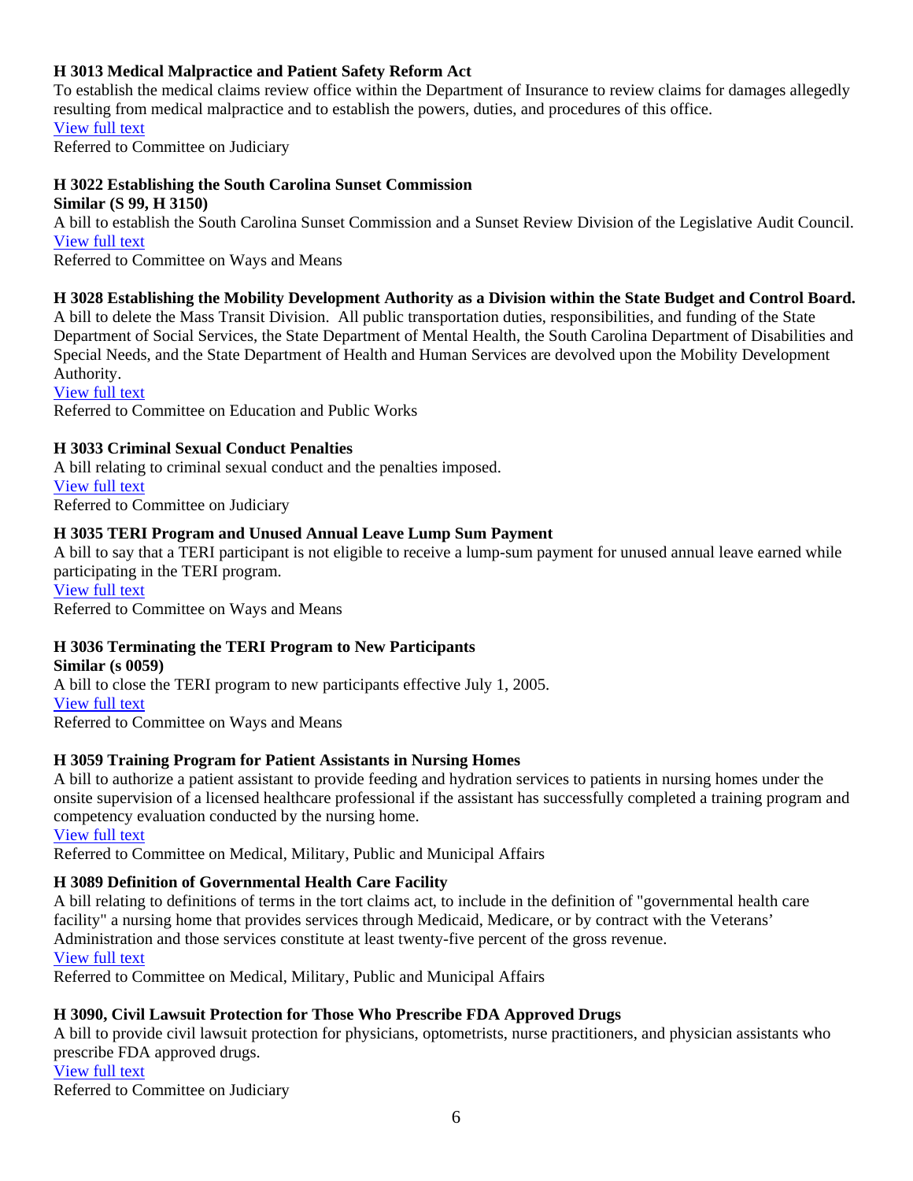**H 3013 Medical Malpractice and Patient Safety Reform Act**
To establish the medical claims review office within the Department of Insurance to review claims for damages allegedly resulting from medical malpractice and to establish the powers, duties, and procedures of this office.
View full text
Referred to Committee on Judiciary

**H 3022 Establishing the South Carolina Sunset Commission**
**Similar (S 99, H 3150)**
A bill to establish the South Carolina Sunset Commission and a Sunset Review Division of the Legislative Audit Council.
View full text
Referred to Committee on Ways and Means

**H 3028 Establishing the Mobility Development Authority as a Division within the State Budget and Control Board.**
A bill to delete the Mass Transit Division. All public transportation duties, responsibilities, and funding of the State Department of Social Services, the State Department of Mental Health, the South Carolina Department of Disabilities and Special Needs, and the State Department of Health and Human Services are devolved upon the Mobility Development Authority.
View full text
Referred to Committee on Education and Public Works

**H 3033 Criminal Sexual Conduct Penalties**
A bill relating to criminal sexual conduct and the penalties imposed.
View full text
Referred to Committee on Judiciary

**H 3035 TERI Program and Unused Annual Leave Lump Sum Payment**
A bill to say that a TERI participant is not eligible to receive a lump-sum payment for unused annual leave earned while participating in the TERI program.
View full text
Referred to Committee on Ways and Means

**H 3036 Terminating the TERI Program to New Participants**
**Similar (s 0059)**
A bill to close the TERI program to new participants effective July 1, 2005.
View full text
Referred to Committee on Ways and Means

**H 3059 Training Program for Patient Assistants in Nursing Homes**
A bill to authorize a patient assistant to provide feeding and hydration services to patients in nursing homes under the onsite supervision of a licensed healthcare professional if the assistant has successfully completed a training program and competency evaluation conducted by the nursing home.
View full text
Referred to Committee on Medical, Military, Public and Municipal Affairs

**H 3089 Definition of Governmental Health Care Facility**
A bill relating to definitions of terms in the tort claims act, to include in the definition of "governmental health care facility" a nursing home that provides services through Medicaid, Medicare, or by contract with the Veterans' Administration and those services constitute at least twenty-five percent of the gross revenue.
View full text
Referred to Committee on Medical, Military, Public and Municipal Affairs

**H 3090, Civil Lawsuit Protection for Those Who Prescribe FDA Approved Drugs**
A bill to provide civil lawsuit protection for physicians, optometrists, nurse practitioners, and physician assistants who prescribe FDA approved drugs.
View full text
Referred to Committee on Judiciary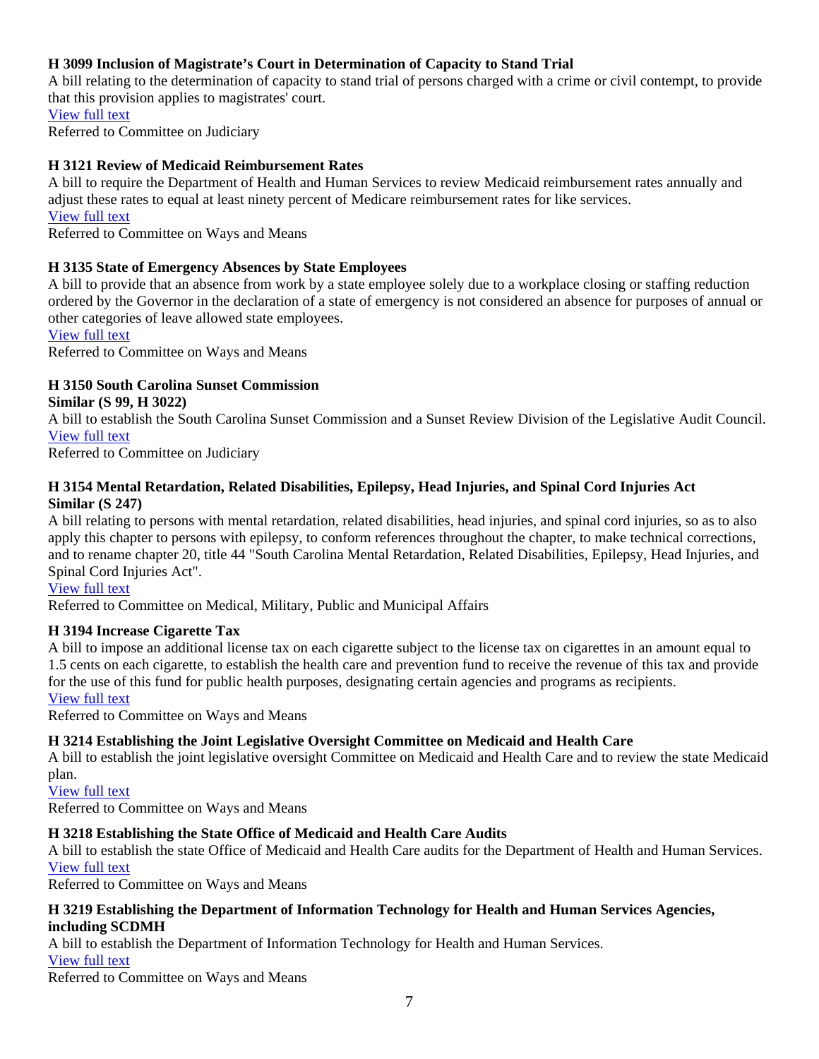**H 3099 Inclusion of Magistrate's Court in Determination of Capacity to Stand Trial**
A bill relating to the determination of capacity to stand trial of persons charged with a crime or civil contempt, to provide that this provision applies to magistrates' court.
View full text
Referred to Committee on Judiciary

**H 3121 Review of Medicaid Reimbursement Rates**
A bill to require the Department of Health and Human Services to review Medicaid reimbursement rates annually and adjust these rates to equal at least ninety percent of Medicare reimbursement rates for like services.
View full text
Referred to Committee on Ways and Means

**H 3135 State of Emergency Absences by State Employees**
A bill to provide that an absence from work by a state employee solely due to a workplace closing or staffing reduction ordered by the Governor in the declaration of a state of emergency is not considered an absence for purposes of annual or other categories of leave allowed state employees.
View full text
Referred to Committee on Ways and Means

**H 3150 South Carolina Sunset Commission**
**Similar (S 99, H 3022)**
A bill to establish the South Carolina Sunset Commission and a Sunset Review Division of the Legislative Audit Council.
View full text
Referred to Committee on Judiciary

**H 3154 Mental Retardation, Related Disabilities, Epilepsy, Head Injuries, and Spinal Cord Injuries Act**
**Similar (S 247)**
A bill relating to persons with mental retardation, related disabilities, head injuries, and spinal cord injuries, so as to also apply this chapter to persons with epilepsy, to conform references throughout the chapter, to make technical corrections, and to rename chapter 20, title 44 "South Carolina Mental Retardation, Related Disabilities, Epilepsy, Head Injuries, and Spinal Cord Injuries Act".
View full text
Referred to Committee on Medical, Military, Public and Municipal Affairs

**H 3194 Increase Cigarette Tax**
A bill to impose an additional license tax on each cigarette subject to the license tax on cigarettes in an amount equal to 1.5 cents on each cigarette, to establish the health care and prevention fund to receive the revenue of this tax and provide for the use of this fund for public health purposes, designating certain agencies and programs as recipients.
View full text
Referred to Committee on Ways and Means

**H 3214 Establishing the Joint Legislative Oversight Committee on Medicaid and Health Care**
A bill to establish the joint legislative oversight Committee on Medicaid and Health Care and to review the state Medicaid plan.
View full text
Referred to Committee on Ways and Means

**H 3218 Establishing the State Office of Medicaid and Health Care Audits**
A bill to establish the state Office of Medicaid and Health Care audits for the Department of Health and Human Services.
View full text
Referred to Committee on Ways and Means

**H 3219 Establishing the Department of Information Technology for Health and Human Services Agencies, including SCDMH**
A bill to establish the Department of Information Technology for Health and Human Services.
View full text
Referred to Committee on Ways and Means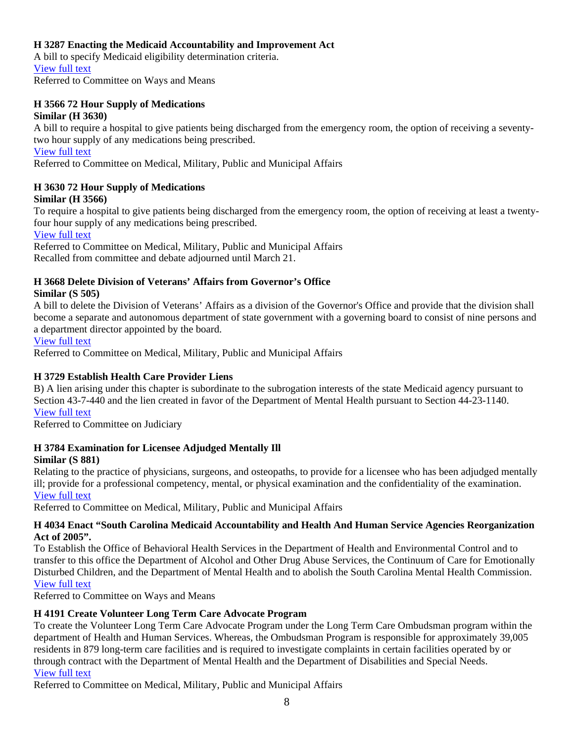**H 3287 Enacting the Medicaid Accountability and Improvement Act**
A bill to specify Medicaid eligibility determination criteria.
View full text
Referred to Committee on Ways and Means

**H 3566 72 Hour Supply of Medications**
**Similar (H 3630)**
A bill to require a hospital to give patients being discharged from the emergency room, the option of receiving a seventy-two hour supply of any medications being prescribed.
View full text
Referred to Committee on Medical, Military, Public and Municipal Affairs

**H 3630 72 Hour Supply of Medications**
**Similar (H 3566)**
To require a hospital to give patients being discharged from the emergency room, the option of receiving at least a twenty-four hour supply of any medications being prescribed.
View full text
Referred to Committee on Medical, Military, Public and Municipal Affairs
Recalled from committee and debate adjourned until March 21.

**H 3668 Delete Division of Veterans' Affairs from Governor's Office**
**Similar (S 505)**
A bill to delete the Division of Veterans' Affairs as a division of the Governor's Office and provide that the division shall become a separate and autonomous department of state government with a governing board to consist of nine persons and a department director appointed by the board.
View full text
Referred to Committee on Medical, Military, Public and Municipal Affairs

**H 3729 Establish Health Care Provider Liens**
B) A lien arising under this chapter is subordinate to the subrogation interests of the state Medicaid agency pursuant to Section 43-7-440 and the lien created in favor of the Department of Mental Health pursuant to Section 44-23-1140.
View full text
Referred to Committee on Judiciary

**H 3784 Examination for Licensee Adjudged Mentally Ill**
**Similar (S 881)**
Relating to the practice of physicians, surgeons, and osteopaths, to provide for a licensee who has been adjudged mentally ill; provide for a professional competency, mental, or physical examination and the confidentiality of the examination.
View full text
Referred to Committee on Medical, Military, Public and Municipal Affairs

**H 4034 Enact "South Carolina Medicaid Accountability and Health And Human Service Agencies Reorganization Act of 2005".**
To Establish the Office of Behavioral Health Services in the Department of Health and Environmental Control and to transfer to this office the Department of Alcohol and Other Drug Abuse Services, the Continuum of Care for Emotionally Disturbed Children, and the Department of Mental Health and to abolish the South Carolina Mental Health Commission.
View full text
Referred to Committee on Ways and Means

**H 4191 Create Volunteer Long Term Care Advocate Program**
To create the Volunteer Long Term Care Advocate Program under the Long Term Care Ombudsman program within the department of Health and Human Services. Whereas, the Ombudsman Program is responsible for approximately 39,005 residents in 879 long-term care facilities and is required to investigate complaints in certain facilities operated by or through contract with the Department of Mental Health and the Department of Disabilities and Special Needs.
View full text
Referred to Committee on Medical, Military, Public and Municipal Affairs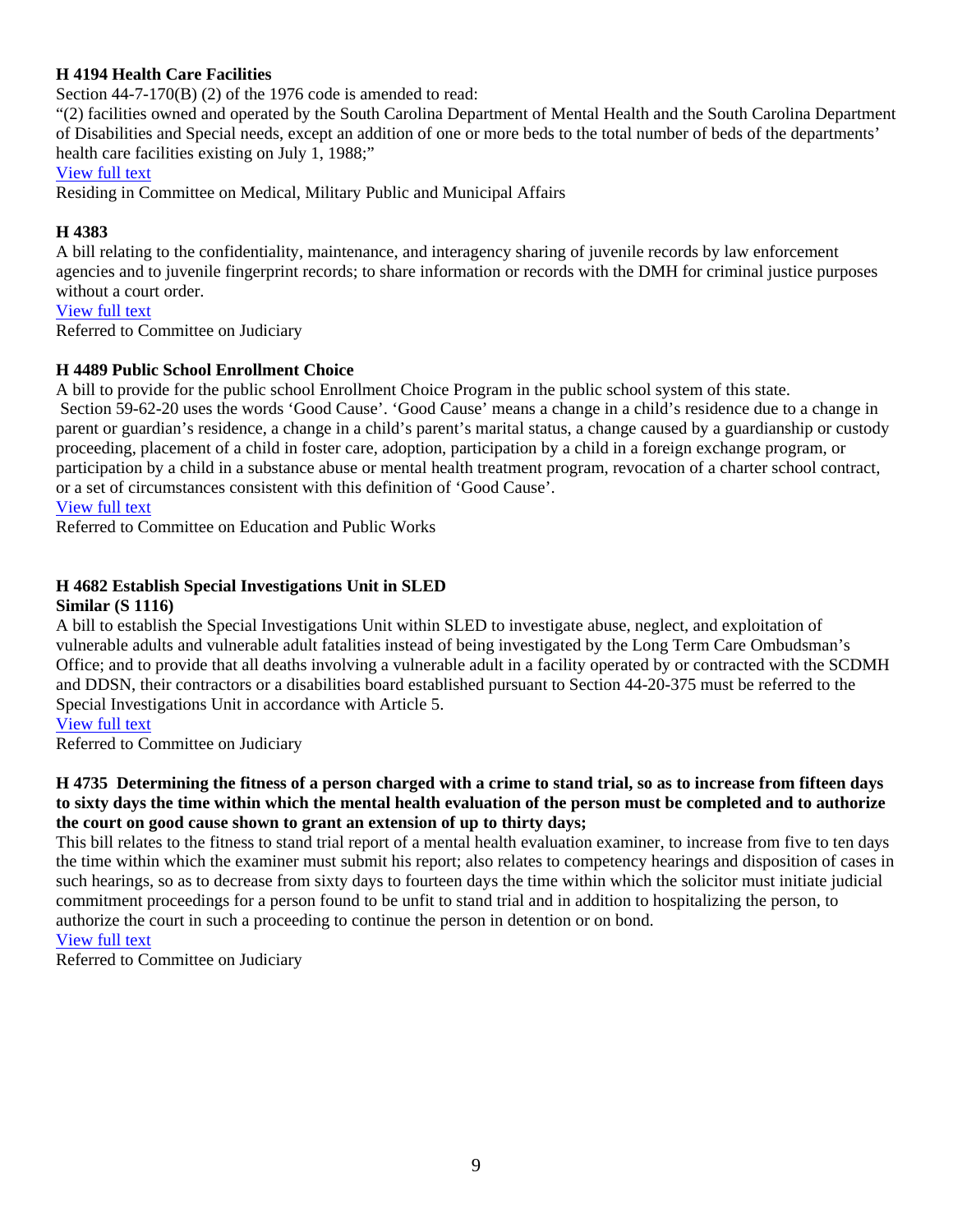**H 4194 Health Care Facilities**

Section 44-7-170(B) (2) of the 1976 code is amended to read:

"(2) facilities owned and operated by the South Carolina Department of Mental Health and the South Carolina Department of Disabilities and Special needs, except an addition of one or more beds to the total number of beds of the departments' health care facilities existing on July 1, 1988;"

View full text

Residing in Committee on Medical, Military Public and Municipal Affairs

**H 4383**

A bill relating to the confidentiality, maintenance, and interagency sharing of juvenile records by law enforcement agencies and to juvenile fingerprint records; to share information or records with the DMH for criminal justice purposes without a court order.

View full text

Referred to Committee on Judiciary

**H 4489 Public School Enrollment Choice**

A bill to provide for the public school Enrollment Choice Program in the public school system of this state. Section 59-62-20 uses the words 'Good Cause'. 'Good Cause' means a change in a child's residence due to a change in parent or guardian's residence, a change in a child's parent's marital status, a change caused by a guardianship or custody proceeding, placement of a child in foster care, adoption, participation by a child in a foreign exchange program, or participation by a child in a substance abuse or mental health treatment program, revocation of a charter school contract, or a set of circumstances consistent with this definition of 'Good Cause'.

View full text

Referred to Committee on Education and Public Works

**H 4682 Establish Special Investigations Unit in SLED**
**Similar (S 1116)**

A bill to establish the Special Investigations Unit within SLED to investigate abuse, neglect, and exploitation of vulnerable adults and vulnerable adult fatalities instead of being investigated by the Long Term Care Ombudsman's Office; and to provide that all deaths involving a vulnerable adult in a facility operated by or contracted with the SCDMH and DDSN, their contractors or a disabilities board established pursuant to Section 44-20-375 must be referred to the Special Investigations Unit in accordance with Article 5.

View full text

Referred to Committee on Judiciary

**H 4735 Determining the fitness of a person charged with a crime to stand trial, so as to increase from fifteen days to sixty days the time within which the mental health evaluation of the person must be completed and to authorize the court on good cause shown to grant an extension of up to thirty days;**

This bill relates to the fitness to stand trial report of a mental health evaluation examiner, to increase from five to ten days the time within which the examiner must submit his report; also relates to competency hearings and disposition of cases in such hearings, so as to decrease from sixty days to fourteen days the time within which the solicitor must initiate judicial commitment proceedings for a person found to be unfit to stand trial and in addition to hospitalizing the person, to authorize the court in such a proceeding to continue the person in detention or on bond.

View full text

Referred to Committee on Judiciary